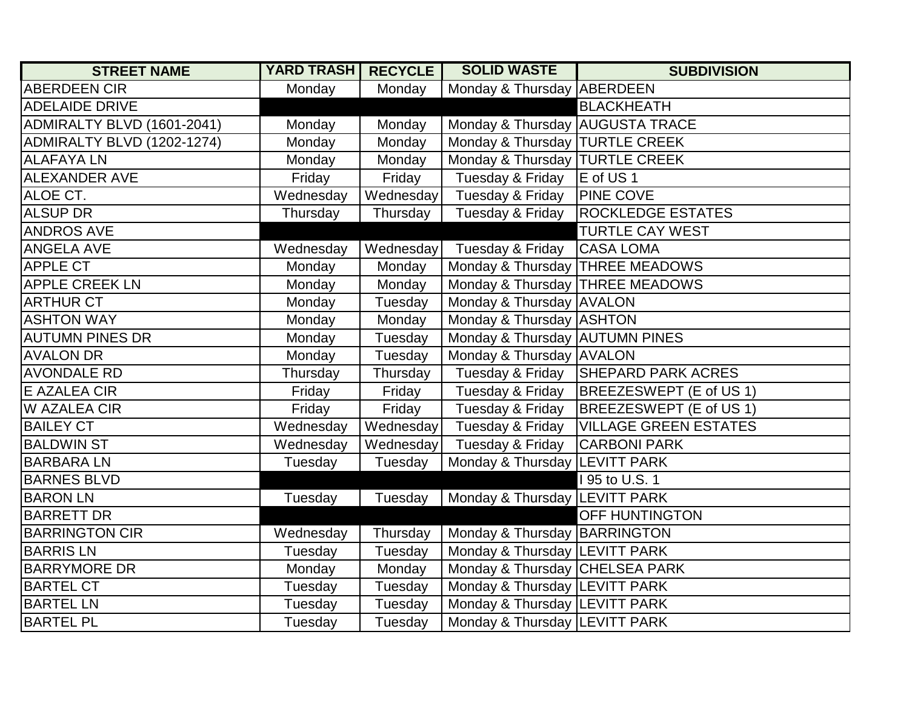| STREET NAME | YARD TRASH | RECYCLE | SOLID WASTE | SUBDIVISION |
|---|---|---|---|---|
| ABERDEEN CIR | Monday | Monday | Monday & Thursday | ABERDEEN |
| ADELAIDE DRIVE | | | | BLACKHEATH |
| ADMIRALTY BLVD (1601-2041) | Monday | Monday | Monday & Thursday | AUGUSTA TRACE |
| ADMIRALTY BLVD (1202-1274) | Monday | Monday | Monday & Thursday | TURTLE CREEK |
| ALAFAYA LN | Monday | Monday | Monday & Thursday | TURTLE CREEK |
| ALEXANDER AVE | Friday | Friday | Tuesday & Friday | E of US 1 |
| ALOE CT. | Wednesday | Wednesday | Tuesday & Friday | PINE COVE |
| ALSUP DR | Thursday | Thursday | Tuesday & Friday | ROCKLEDGE ESTATES |
| ANDROS AVE | | | | TURTLE CAY WEST |
| ANGELA AVE | Wednesday | Wednesday | Tuesday & Friday | CASA LOMA |
| APPLE CT | Monday | Monday | Monday & Thursday | THREE MEADOWS |
| APPLE CREEK LN | Monday | Monday | Monday & Thursday | THREE MEADOWS |
| ARTHUR CT | Monday | Tuesday | Monday & Thursday | AVALON |
| ASHTON WAY | Monday | Monday | Monday & Thursday | ASHTON |
| AUTUMN PINES DR | Monday | Tuesday | Monday & Thursday | AUTUMN PINES |
| AVALON DR | Monday | Tuesday | Monday & Thursday | AVALON |
| AVONDALE RD | Thursday | Thursday | Tuesday & Friday | SHEPARD PARK ACRES |
| E AZALEA CIR | Friday | Friday | Tuesday & Friday | BREEZESWEPT (E of US 1) |
| W AZALEA CIR | Friday | Friday | Tuesday & Friday | BREEZESWEPT (E of US 1) |
| BAILEY CT | Wednesday | Wednesday | Tuesday & Friday | VILLAGE GREEN ESTATES |
| BALDWIN ST | Wednesday | Wednesday | Tuesday & Friday | CARBONI PARK |
| BARBARA LN | Tuesday | Tuesday | Monday & Thursday | LEVITT PARK |
| BARNES BLVD | | | | I 95 to U.S. 1 |
| BARON LN | Tuesday | Tuesday | Monday & Thursday | LEVITT PARK |
| BARRETT DR | | | | OFF HUNTINGTON |
| BARRINGTON CIR | Wednesday | Thursday | Monday & Thursday | BARRINGTON |
| BARRIS LN | Tuesday | Tuesday | Monday & Thursday | LEVITT PARK |
| BARRYMORE DR | Monday | Monday | Monday & Thursday | CHELSEA PARK |
| BARTEL CT | Tuesday | Tuesday | Monday & Thursday | LEVITT PARK |
| BARTEL LN | Tuesday | Tuesday | Monday & Thursday | LEVITT PARK |
| BARTEL PL | Tuesday | Tuesday | Monday & Thursday | LEVITT PARK |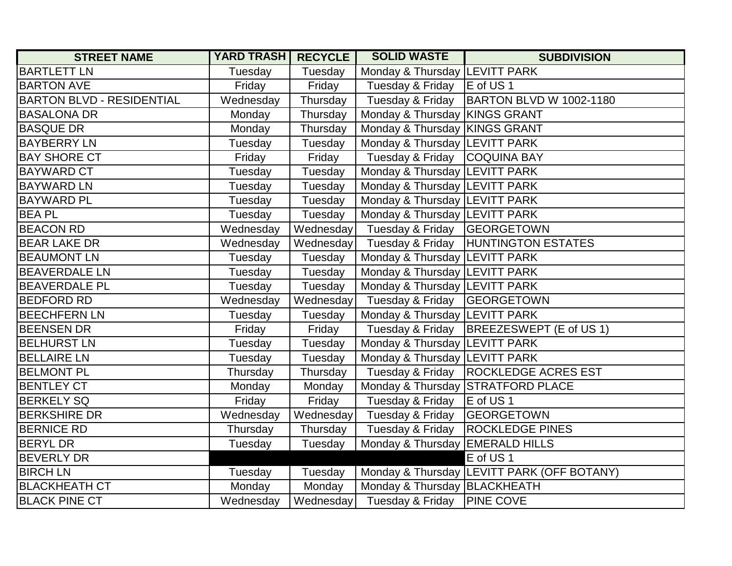| STREET NAME | YARD TRASH | RECYCLE | SOLID WASTE | SUBDIVISION |
|---|---|---|---|---|
| BARTLETT LN | Tuesday | Tuesday | Monday & Thursday | LEVITT PARK |
| BARTON AVE | Friday | Friday | Tuesday & Friday | E of US 1 |
| BARTON BLVD - RESIDENTIAL | Wednesday | Thursday | Tuesday & Friday | BARTON BLVD W 1002-1180 |
| BASALONA DR | Monday | Thursday | Monday & Thursday | KINGS GRANT |
| BASQUE DR | Monday | Thursday | Monday & Thursday | KINGS GRANT |
| BAYBERRY LN | Tuesday | Tuesday | Monday & Thursday | LEVITT PARK |
| BAY SHORE CT | Friday | Friday | Tuesday & Friday | COQUINA BAY |
| BAYWARD CT | Tuesday | Tuesday | Monday & Thursday | LEVITT PARK |
| BAYWARD LN | Tuesday | Tuesday | Monday & Thursday | LEVITT PARK |
| BAYWARD PL | Tuesday | Tuesday | Monday & Thursday | LEVITT PARK |
| BEA PL | Tuesday | Tuesday | Monday & Thursday | LEVITT PARK |
| BEACON RD | Wednesday | Wednesday | Tuesday & Friday | GEORGETOWN |
| BEAR LAKE DR | Wednesday | Wednesday | Tuesday & Friday | HUNTINGTON ESTATES |
| BEAUMONT LN | Tuesday | Tuesday | Monday & Thursday | LEVITT PARK |
| BEAVERDALE LN | Tuesday | Tuesday | Monday & Thursday | LEVITT PARK |
| BEAVERDALE PL | Tuesday | Tuesday | Monday & Thursday | LEVITT PARK |
| BEDFORD RD | Wednesday | Wednesday | Tuesday & Friday | GEORGETOWN |
| BEECHFERN LN | Tuesday | Tuesday | Monday & Thursday | LEVITT PARK |
| BEENSEN DR | Friday | Friday | Tuesday & Friday | BREEZESWEPT (E of US 1) |
| BELHURST LN | Tuesday | Tuesday | Monday & Thursday | LEVITT PARK |
| BELLAIRE LN | Tuesday | Tuesday | Monday & Thursday | LEVITT PARK |
| BELMONT PL | Thursday | Thursday | Tuesday & Friday | ROCKLEDGE ACRES EST |
| BENTLEY CT | Monday | Monday | Monday & Thursday | STRATFORD PLACE |
| BERKELY SQ | Friday | Friday | Tuesday & Friday | E of US 1 |
| BERKSHIRE DR | Wednesday | Wednesday | Tuesday & Friday | GEORGETOWN |
| BERNICE RD | Thursday | Thursday | Tuesday & Friday | ROCKLEDGE PINES |
| BERYL DR | Tuesday | Tuesday | Monday & Thursday | EMERALD HILLS |
| BEVERLY DR | | | | E of US 1 |
| BIRCH LN | Tuesday | Tuesday | Monday & Thursday | LEVITT PARK (OFF BOTANY) |
| BLACKHEATH CT | Monday | Monday | Monday & Thursday | BLACKHEATH |
| BLACK PINE CT | Wednesday | Wednesday | Tuesday & Friday | PINE COVE |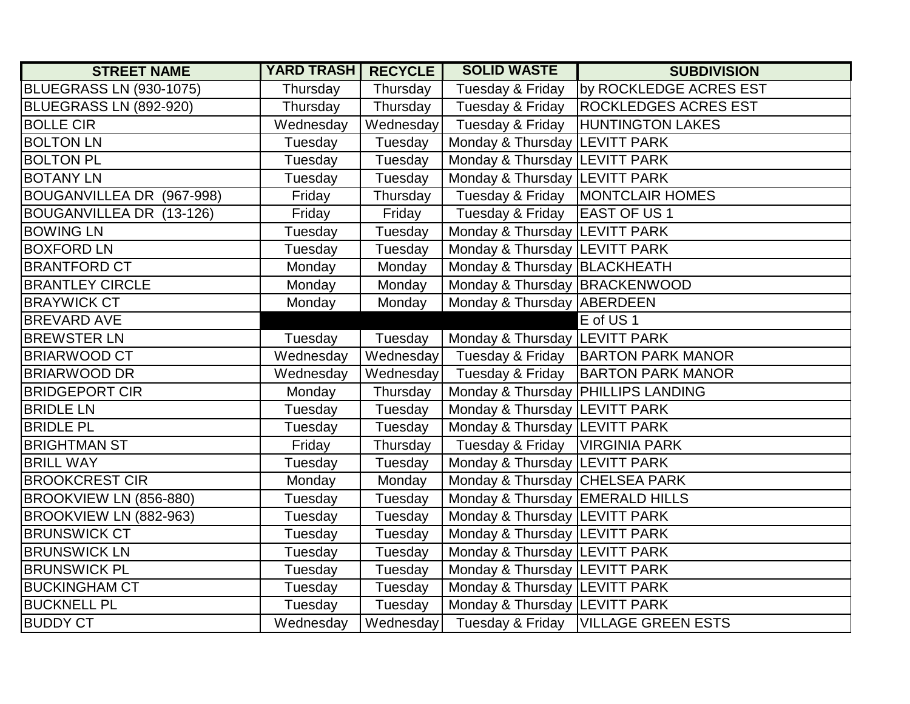| STREET NAME | YARD TRASH | RECYCLE | SOLID WASTE | SUBDIVISION |
|---|---|---|---|---|
| BLUEGRASS LN (930-1075) | Thursday | Thursday | Tuesday & Friday | by ROCKLEDGE ACRES EST |
| BLUEGRASS LN (892-920) | Thursday | Thursday | Tuesday & Friday | ROCKLEDGES ACRES EST |
| BOLLE CIR | Wednesday | Wednesday | Tuesday & Friday | HUNTINGTON LAKES |
| BOLTON LN | Tuesday | Tuesday | Monday & Thursday | LEVITT PARK |
| BOLTON PL | Tuesday | Tuesday | Monday & Thursday | LEVITT PARK |
| BOTANY LN | Tuesday | Tuesday | Monday & Thursday | LEVITT PARK |
| BOUGANVILLEA DR (967-998) | Friday | Thursday | Tuesday & Friday | MONTCLAIR HOMES |
| BOUGANVILLEA DR (13-126) | Friday | Friday | Tuesday & Friday | EAST OF US 1 |
| BOWING LN | Tuesday | Tuesday | Monday & Thursday | LEVITT PARK |
| BOXFORD LN | Tuesday | Tuesday | Monday & Thursday | LEVITT PARK |
| BRANTFORD CT | Monday | Monday | Monday & Thursday | BLACKHEATH |
| BRANTLEY CIRCLE | Monday | Monday | Monday & Thursday | BRACKENWOOD |
| BRAYWICK CT | Monday | Monday | Monday & Thursday | ABERDEEN |
| BREVARD AVE | | | | E of US 1 |
| BREWSTER LN | Tuesday | Tuesday | Monday & Thursday | LEVITT PARK |
| BRIARWOOD CT | Wednesday | Wednesday | Tuesday & Friday | BARTON PARK MANOR |
| BRIARWOOD DR | Wednesday | Wednesday | Tuesday & Friday | BARTON PARK MANOR |
| BRIDGEPORT CIR | Monday | Thursday | Monday & Thursday | PHILLIPS LANDING |
| BRIDLE LN | Tuesday | Tuesday | Monday & Thursday | LEVITT PARK |
| BRIDLE PL | Tuesday | Tuesday | Monday & Thursday | LEVITT PARK |
| BRIGHTMAN ST | Friday | Thursday | Tuesday & Friday | VIRGINIA PARK |
| BRILL WAY | Tuesday | Tuesday | Monday & Thursday | LEVITT PARK |
| BROOKCREST CIR | Monday | Monday | Monday & Thursday | CHELSEA PARK |
| BROOKVIEW LN (856-880) | Tuesday | Tuesday | Monday & Thursday | EMERALD HILLS |
| BROOKVIEW LN (882-963) | Tuesday | Tuesday | Monday & Thursday | LEVITT PARK |
| BRUNSWICK CT | Tuesday | Tuesday | Monday & Thursday | LEVITT PARK |
| BRUNSWICK LN | Tuesday | Tuesday | Monday & Thursday | LEVITT PARK |
| BRUNSWICK PL | Tuesday | Tuesday | Monday & Thursday | LEVITT PARK |
| BUCKINGHAM CT | Tuesday | Tuesday | Monday & Thursday | LEVITT PARK |
| BUCKNELL PL | Tuesday | Tuesday | Monday & Thursday | LEVITT PARK |
| BUDDY CT | Wednesday | Wednesday | Tuesday & Friday | VILLAGE GREEN ESTS |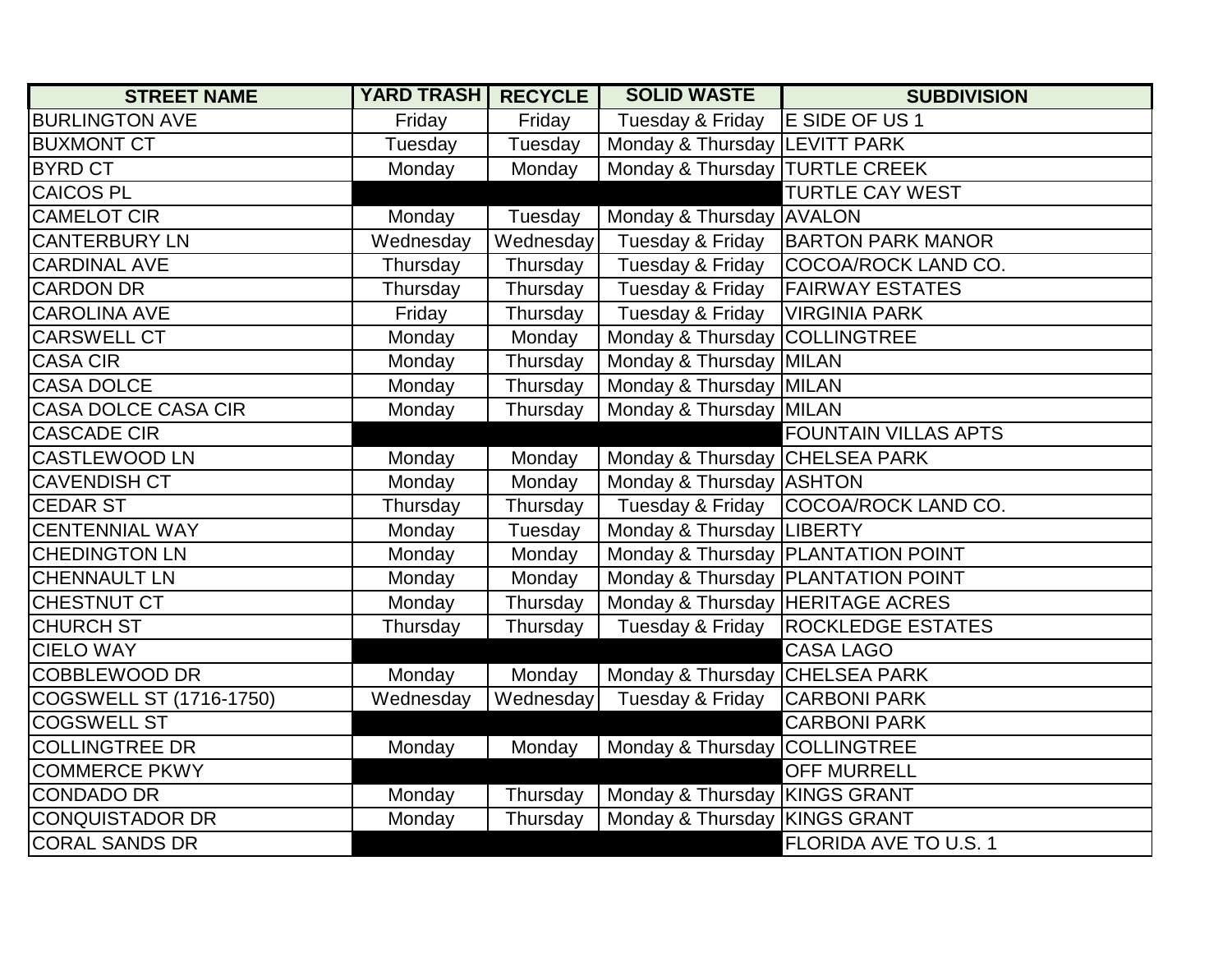| STREET NAME | YARD TRASH | RECYCLE | SOLID WASTE | SUBDIVISION |
|---|---|---|---|---|
| BURLINGTON AVE | Friday | Friday | Tuesday & Friday | E SIDE OF US 1 |
| BUXMONT CT | Tuesday | Tuesday | Monday & Thursday | LEVITT PARK |
| BYRD CT | Monday | Monday | Monday & Thursday | TURTLE CREEK |
| CAICOS PL | | | | TURTLE CAY WEST |
| CAMELOT CIR | Monday | Tuesday | Monday & Thursday | AVALON |
| CANTERBURY LN | Wednesday | Wednesday | Tuesday & Friday | BARTON PARK MANOR |
| CARDINAL AVE | Thursday | Thursday | Tuesday & Friday | COCOA/ROCK LAND CO. |
| CARDON DR | Thursday | Thursday | Tuesday & Friday | FAIRWAY ESTATES |
| CAROLINA AVE | Friday | Thursday | Tuesday & Friday | VIRGINIA PARK |
| CARSWELL CT | Monday | Monday | Monday & Thursday | COLLINGTREE |
| CASA CIR | Monday | Thursday | Monday & Thursday | MILAN |
| CASA DOLCE | Monday | Thursday | Monday & Thursday | MILAN |
| CASA DOLCE CASA CIR | Monday | Thursday | Monday & Thursday | MILAN |
| CASCADE CIR | | | | FOUNTAIN VILLAS APTS |
| CASTLEWOOD LN | Monday | Monday | Monday & Thursday | CHELSEA PARK |
| CAVENDISH CT | Monday | Monday | Monday & Thursday | ASHTON |
| CEDAR ST | Thursday | Thursday | Tuesday & Friday | COCOA/ROCK LAND CO. |
| CENTENNIAL WAY | Monday | Tuesday | Monday & Thursday | LIBERTY |
| CHEDINGTON LN | Monday | Monday | Monday & Thursday | PLANTATION POINT |
| CHENNAULT LN | Monday | Monday | Monday & Thursday | PLANTATION POINT |
| CHESTNUT CT | Monday | Thursday | Monday & Thursday | HERITAGE ACRES |
| CHURCH ST | Thursday | Thursday | Tuesday & Friday | ROCKLEDGE ESTATES |
| CIELO WAY | | | | CASA LAGO |
| COBBLEWOOD DR | Monday | Monday | Monday & Thursday | CHELSEA PARK |
| COGSWELL ST (1716-1750) | Wednesday | Wednesday | Tuesday & Friday | CARBONI PARK |
| COGSWELL ST | | | | CARBONI PARK |
| COLLINGTREE DR | Monday | Monday | Monday & Thursday | COLLINGTREE |
| COMMERCE PKWY | | | | OFF MURRELL |
| CONDADO DR | Monday | Thursday | Monday & Thursday | KINGS GRANT |
| CONQUISTADOR DR | Monday | Thursday | Monday & Thursday | KINGS GRANT |
| CORAL SANDS DR | | | | FLORIDA AVE TO U.S. 1 |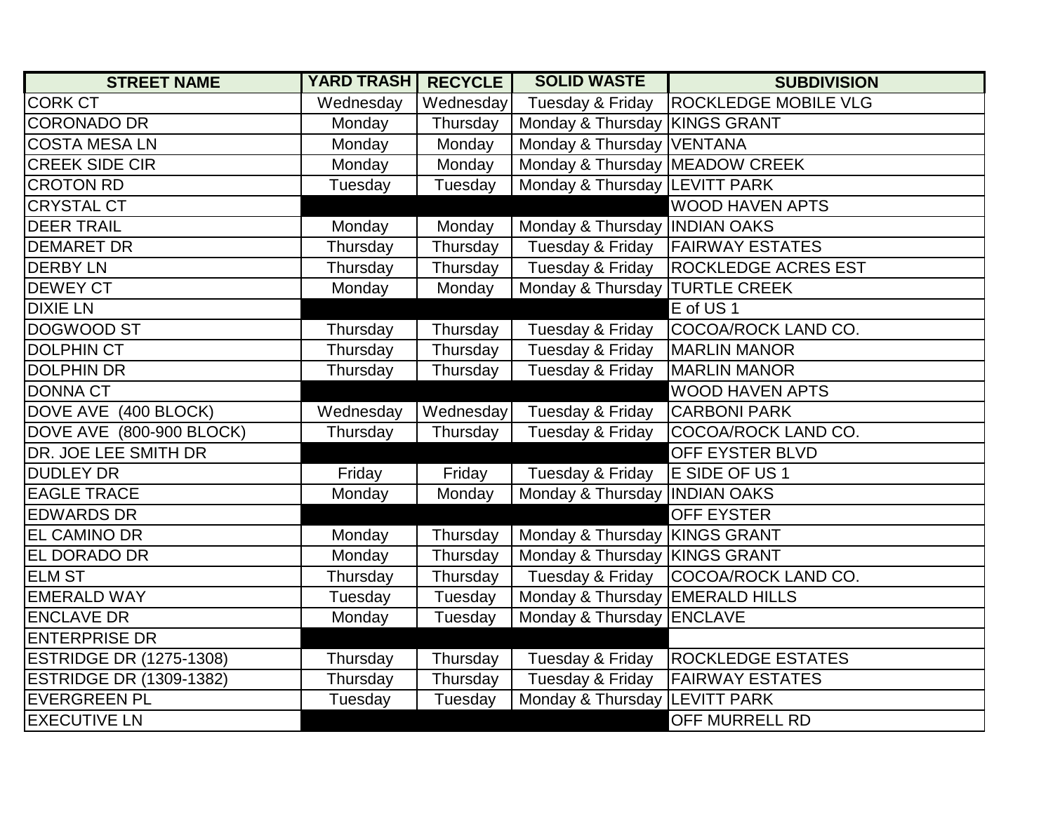| STREET NAME | YARD TRASH | RECYCLE | SOLID WASTE | SUBDIVISION |
|---|---|---|---|---|
| CORK CT | Wednesday | Wednesday | Tuesday & Friday | ROCKLEDGE MOBILE VLG |
| CORONADO DR | Monday | Thursday | Monday & Thursday | KINGS GRANT |
| COSTA MESA LN | Monday | Monday | Monday & Thursday | VENTANA |
| CREEK SIDE CIR | Monday | Monday | Monday & Thursday | MEADOW CREEK |
| CROTON RD | Tuesday | Tuesday | Monday & Thursday | LEVITT PARK |
| CRYSTAL CT | | | | WOOD HAVEN APTS |
| DEER TRAIL | Monday | Monday | Monday & Thursday | INDIAN OAKS |
| DEMARET DR | Thursday | Thursday | Tuesday & Friday | FAIRWAY ESTATES |
| DERBY LN | Thursday | Thursday | Tuesday & Friday | ROCKLEDGE ACRES EST |
| DEWEY CT | Monday | Monday | Monday & Thursday | TURTLE CREEK |
| DIXIE LN | | | | E of US 1 |
| DOGWOOD ST | Thursday | Thursday | Tuesday & Friday | COCOA/ROCK LAND CO. |
| DOLPHIN CT | Thursday | Thursday | Tuesday & Friday | MARLIN MANOR |
| DOLPHIN DR | Thursday | Thursday | Tuesday & Friday | MARLIN MANOR |
| DONNA CT | | | | WOOD HAVEN APTS |
| DOVE AVE (400 BLOCK) | Wednesday | Wednesday | Tuesday & Friday | CARBONI PARK |
| DOVE AVE (800-900 BLOCK) | Thursday | Thursday | Tuesday & Friday | COCOA/ROCK LAND CO. |
| DR. JOE LEE SMITH DR | | | | OFF EYSTER BLVD |
| DUDLEY DR | Friday | Friday | Tuesday & Friday | E SIDE OF US 1 |
| EAGLE TRACE | Monday | Monday | Monday & Thursday | INDIAN OAKS |
| EDWARDS DR | | | | OFF EYSTER |
| EL CAMINO DR | Monday | Thursday | Monday & Thursday | KINGS GRANT |
| EL DORADO DR | Monday | Thursday | Monday & Thursday | KINGS GRANT |
| ELM ST | Thursday | Thursday | Tuesday & Friday | COCOA/ROCK LAND CO. |
| EMERALD WAY | Tuesday | Tuesday | Monday & Thursday | EMERALD HILLS |
| ENCLAVE DR | Monday | Tuesday | Monday & Thursday | ENCLAVE |
| ENTERPRISE DR | | | | |
| ESTRIDGE DR (1275-1308) | Thursday | Thursday | Tuesday & Friday | ROCKLEDGE ESTATES |
| ESTRIDGE DR (1309-1382) | Thursday | Thursday | Tuesday & Friday | FAIRWAY ESTATES |
| EVERGREEN PL | Tuesday | Tuesday | Monday & Thursday | LEVITT PARK |
| EXECUTIVE LN | | | | OFF MURRELL RD |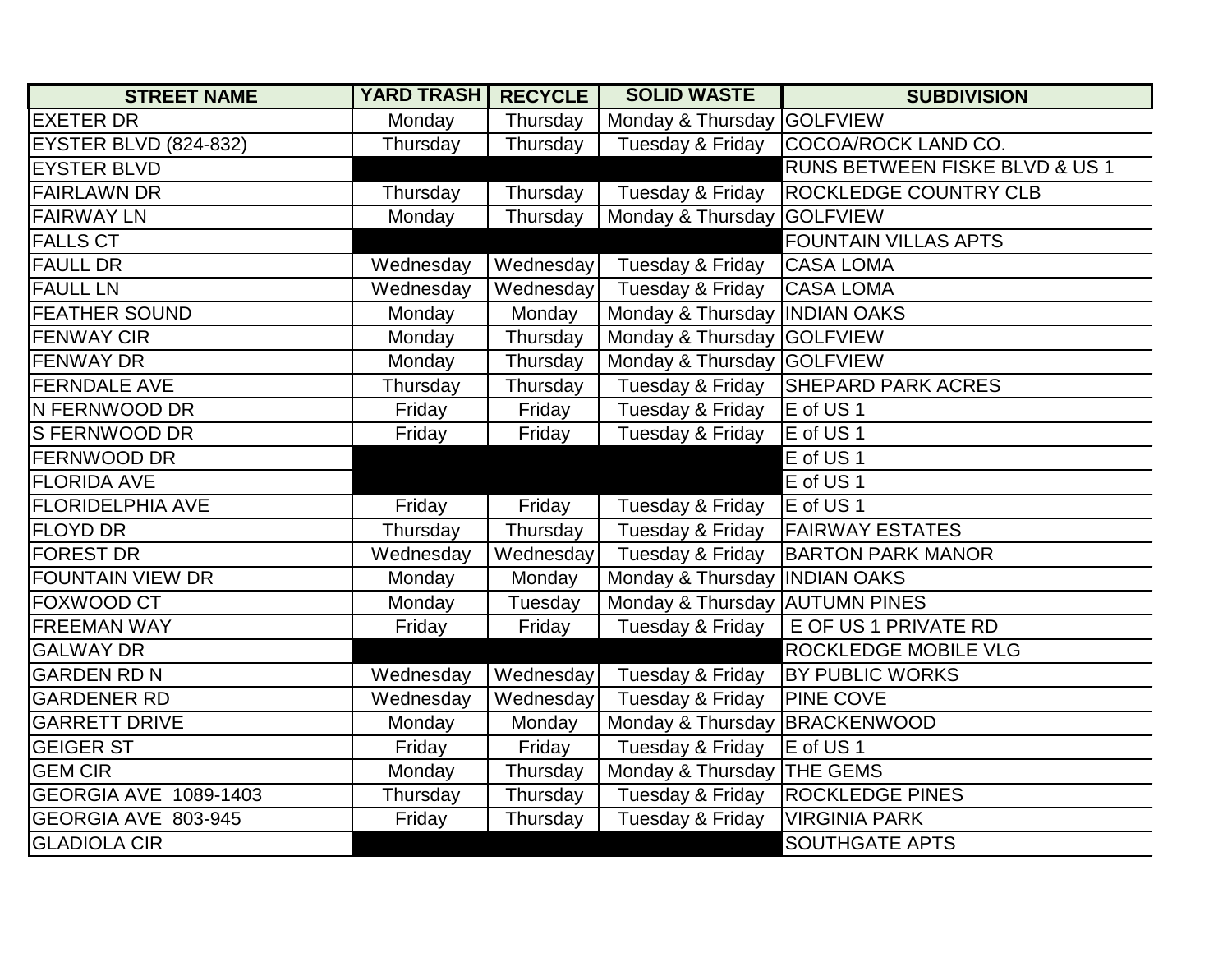| STREET NAME | YARD TRASH | RECYCLE | SOLID WASTE | SUBDIVISION |
|---|---|---|---|---|
| EXETER DR | Monday | Thursday | Monday & Thursday | GOLFVIEW |
| EYSTER BLVD (824-832) | Thursday | Thursday | Tuesday & Friday | COCOA/ROCK LAND CO. |
| EYSTER BLVD | | | | RUNS BETWEEN FISKE BLVD & US 1 |
| FAIRLAWN DR | Thursday | Thursday | Tuesday & Friday | ROCKLEDGE COUNTRY CLB |
| FAIRWAY LN | Monday | Thursday | Monday & Thursday | GOLFVIEW |
| FALLS CT | | | | FOUNTAIN VILLAS APTS |
| FAULL DR | Wednesday | Wednesday | Tuesday & Friday | CASA LOMA |
| FAULL LN | Wednesday | Wednesday | Tuesday & Friday | CASA LOMA |
| FEATHER SOUND | Monday | Monday | Monday & Thursday | INDIAN OAKS |
| FENWAY CIR | Monday | Thursday | Monday & Thursday | GOLFVIEW |
| FENWAY DR | Monday | Thursday | Monday & Thursday | GOLFVIEW |
| FERNDALE AVE | Thursday | Thursday | Tuesday & Friday | SHEPARD PARK ACRES |
| N FERNWOOD DR | Friday | Friday | Tuesday & Friday | E of US 1 |
| S FERNWOOD DR | Friday | Friday | Tuesday & Friday | E of US 1 |
| FERNWOOD DR | | | | E of US 1 |
| FLORIDA AVE | | | | E of US 1 |
| FLORIDELPHIA AVE | Friday | Friday | Tuesday & Friday | E of US 1 |
| FLOYD DR | Thursday | Thursday | Tuesday & Friday | FAIRWAY ESTATES |
| FOREST DR | Wednesday | Wednesday | Tuesday & Friday | BARTON PARK MANOR |
| FOUNTAIN VIEW DR | Monday | Monday | Monday & Thursday | INDIAN OAKS |
| FOXWOOD CT | Monday | Tuesday | Monday & Thursday | AUTUMN PINES |
| FREEMAN WAY | Friday | Friday | Tuesday & Friday | E OF US 1 PRIVATE RD |
| GALWAY DR | | | | ROCKLEDGE MOBILE VLG |
| GARDEN RD N | Wednesday | Wednesday | Tuesday & Friday | BY PUBLIC WORKS |
| GARDENER RD | Wednesday | Wednesday | Tuesday & Friday | PINE COVE |
| GARRETT DRIVE | Monday | Monday | Monday & Thursday | BRACKENWOOD |
| GEIGER ST | Friday | Friday | Tuesday & Friday | E of US 1 |
| GEM CIR | Monday | Thursday | Monday & Thursday | THE GEMS |
| GEORGIA AVE 1089-1403 | Thursday | Thursday | Tuesday & Friday | ROCKLEDGE PINES |
| GEORGIA AVE 803-945 | Friday | Thursday | Tuesday & Friday | VIRGINIA PARK |
| GLADIOLA CIR | | | | SOUTHGATE APTS |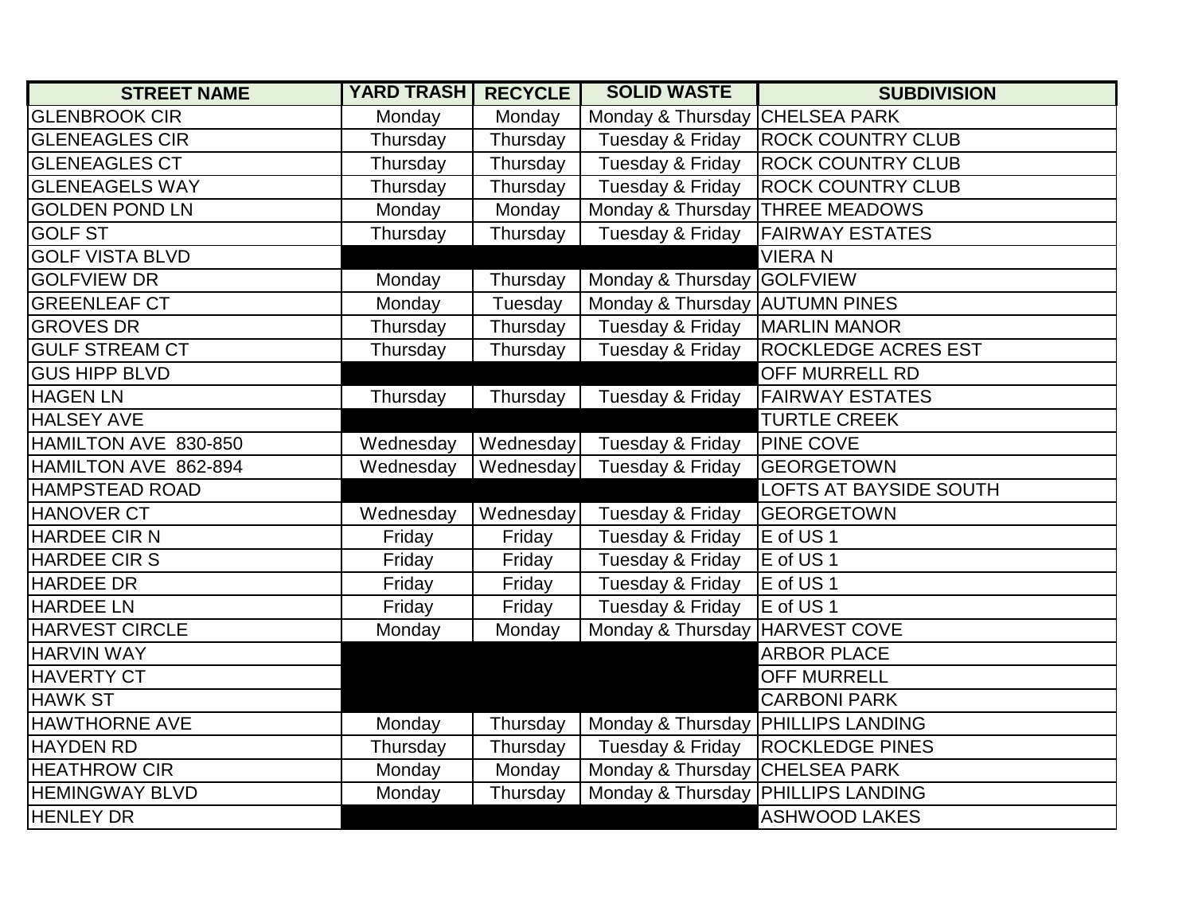| STREET NAME | YARD TRASH | RECYCLE | SOLID WASTE | SUBDIVISION |
|---|---|---|---|---|
| GLENBROOK CIR | Monday | Monday | Monday & Thursday | CHELSEA PARK |
| GLENEAGLES CIR | Thursday | Thursday | Tuesday & Friday | ROCK COUNTRY CLUB |
| GLENEAGLES CT | Thursday | Thursday | Tuesday & Friday | ROCK COUNTRY CLUB |
| GLENEAGELS WAY | Thursday | Thursday | Tuesday & Friday | ROCK COUNTRY CLUB |
| GOLDEN POND LN | Monday | Monday | Monday & Thursday | THREE MEADOWS |
| GOLF ST | Thursday | Thursday | Tuesday & Friday | FAIRWAY ESTATES |
| GOLF VISTA BLVD | | | | VIERA N |
| GOLFVIEW DR | Monday | Thursday | Monday & Thursday | GOLFVIEW |
| GREENLEAF CT | Monday | Tuesday | Monday & Thursday | AUTUMN PINES |
| GROVES DR | Thursday | Thursday | Tuesday & Friday | MARLIN MANOR |
| GULF STREAM CT | Thursday | Thursday | Tuesday & Friday | ROCKLEDGE ACRES EST |
| GUS HIPP BLVD | | | | OFF MURRELL RD |
| HAGEN LN | Thursday | Thursday | Tuesday & Friday | FAIRWAY ESTATES |
| HALSEY AVE | | | | TURTLE CREEK |
| HAMILTON AVE 830-850 | Wednesday | Wednesday | Tuesday & Friday | PINE COVE |
| HAMILTON AVE 862-894 | Wednesday | Wednesday | Tuesday & Friday | GEORGETOWN |
| HAMPSTEAD ROAD | | | | LOFTS AT BAYSIDE SOUTH |
| HANOVER CT | Wednesday | Wednesday | Tuesday & Friday | GEORGETOWN |
| HARDEE CIR N | Friday | Friday | Tuesday & Friday | E of US 1 |
| HARDEE CIR S | Friday | Friday | Tuesday & Friday | E of US 1 |
| HARDEE DR | Friday | Friday | Tuesday & Friday | E of US 1 |
| HARDEE LN | Friday | Friday | Tuesday & Friday | E of US 1 |
| HARVEST CIRCLE | Monday | Monday | Monday & Thursday | HARVEST COVE |
| HARVIN WAY | | | | ARBOR PLACE |
| HAVERTY CT | | | | OFF MURRELL |
| HAWK ST | | | | CARBONI PARK |
| HAWTHORNE AVE | Monday | Thursday | Monday & Thursday | PHILLIPS LANDING |
| HAYDEN RD | Thursday | Thursday | Tuesday & Friday | ROCKLEDGE PINES |
| HEATHROW CIR | Monday | Monday | Monday & Thursday | CHELSEA PARK |
| HEMINGWAY BLVD | Monday | Thursday | Monday & Thursday | PHILLIPS LANDING |
| HENLEY DR | | | | ASHWOOD LAKES |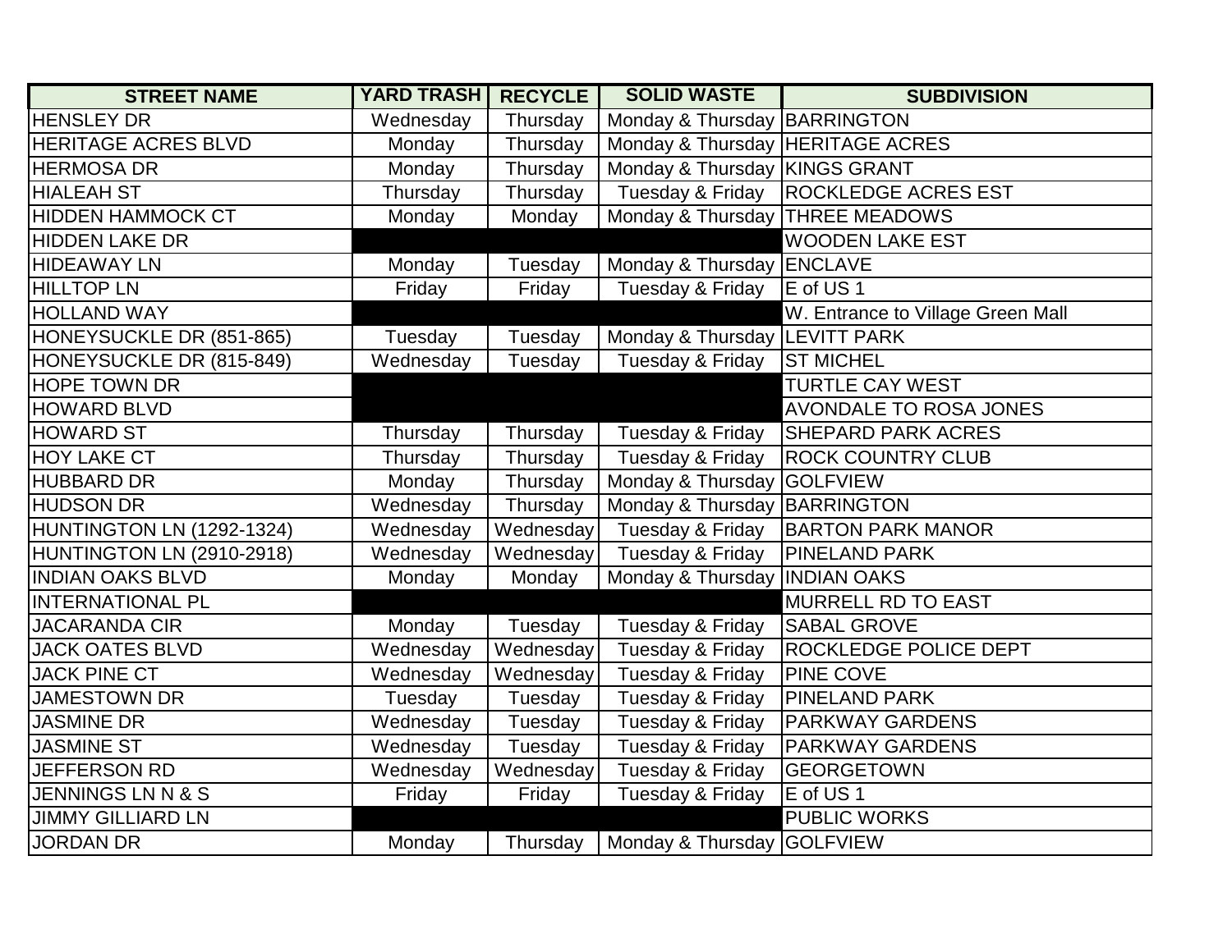| STREET NAME | YARD TRASH | RECYCLE | SOLID WASTE | SUBDIVISION |
|---|---|---|---|---|
| HENSLEY DR | Wednesday | Thursday | Monday & Thursday | BARRINGTON |
| HERITAGE ACRES BLVD | Monday | Thursday | Monday & Thursday | HERITAGE ACRES |
| HERMOSA DR | Monday | Thursday | Monday & Thursday | KINGS GRANT |
| HIALEAH ST | Thursday | Thursday | Tuesday & Friday | ROCKLEDGE ACRES EST |
| HIDDEN HAMMOCK CT | Monday | Monday | Monday & Thursday | THREE MEADOWS |
| HIDDEN LAKE DR | | | | WOODEN LAKE EST |
| HIDEAWAY LN | Monday | Tuesday | Monday & Thursday | ENCLAVE |
| HILLTOP LN | Friday | Friday | Tuesday & Friday | E of US 1 |
| HOLLAND WAY | | | | W. Entrance to Village Green Mall |
| HONEYSUCKLE DR (851-865) | Tuesday | Tuesday | Monday & Thursday | LEVITT PARK |
| HONEYSUCKLE DR (815-849) | Wednesday | Tuesday | Tuesday & Friday | ST MICHEL |
| HOPE TOWN DR | | | | TURTLE CAY WEST |
| HOWARD BLVD | | | | AVONDALE TO ROSA JONES |
| HOWARD ST | Thursday | Thursday | Tuesday & Friday | SHEPARD PARK ACRES |
| HOY LAKE CT | Thursday | Thursday | Tuesday & Friday | ROCK COUNTRY CLUB |
| HUBBARD DR | Monday | Thursday | Monday & Thursday | GOLFVIEW |
| HUDSON DR | Wednesday | Thursday | Monday & Thursday | BARRINGTON |
| HUNTINGTON LN (1292-1324) | Wednesday | Wednesday | Tuesday & Friday | BARTON PARK MANOR |
| HUNTINGTON LN (2910-2918) | Wednesday | Wednesday | Tuesday & Friday | PINELAND PARK |
| INDIAN OAKS BLVD | Monday | Monday | Monday & Thursday | INDIAN OAKS |
| INTERNATIONAL PL | | | | MURRELL RD TO EAST |
| JACARANDA CIR | Monday | Tuesday | Tuesday & Friday | SABAL GROVE |
| JACK OATES BLVD | Wednesday | Wednesday | Tuesday & Friday | ROCKLEDGE POLICE DEPT |
| JACK PINE CT | Wednesday | Wednesday | Tuesday & Friday | PINE COVE |
| JAMESTOWN DR | Tuesday | Tuesday | Tuesday & Friday | PINELAND PARK |
| JASMINE DR | Wednesday | Tuesday | Tuesday & Friday | PARKWAY GARDENS |
| JASMINE ST | Wednesday | Tuesday | Tuesday & Friday | PARKWAY GARDENS |
| JEFFERSON RD | Wednesday | Wednesday | Tuesday & Friday | GEORGETOWN |
| JENNINGS LN N & S | Friday | Friday | Tuesday & Friday | E of US 1 |
| JIMMY GILLIARD LN | | | | PUBLIC WORKS |
| JORDAN DR | Monday | Thursday | Monday & Thursday | GOLFVIEW |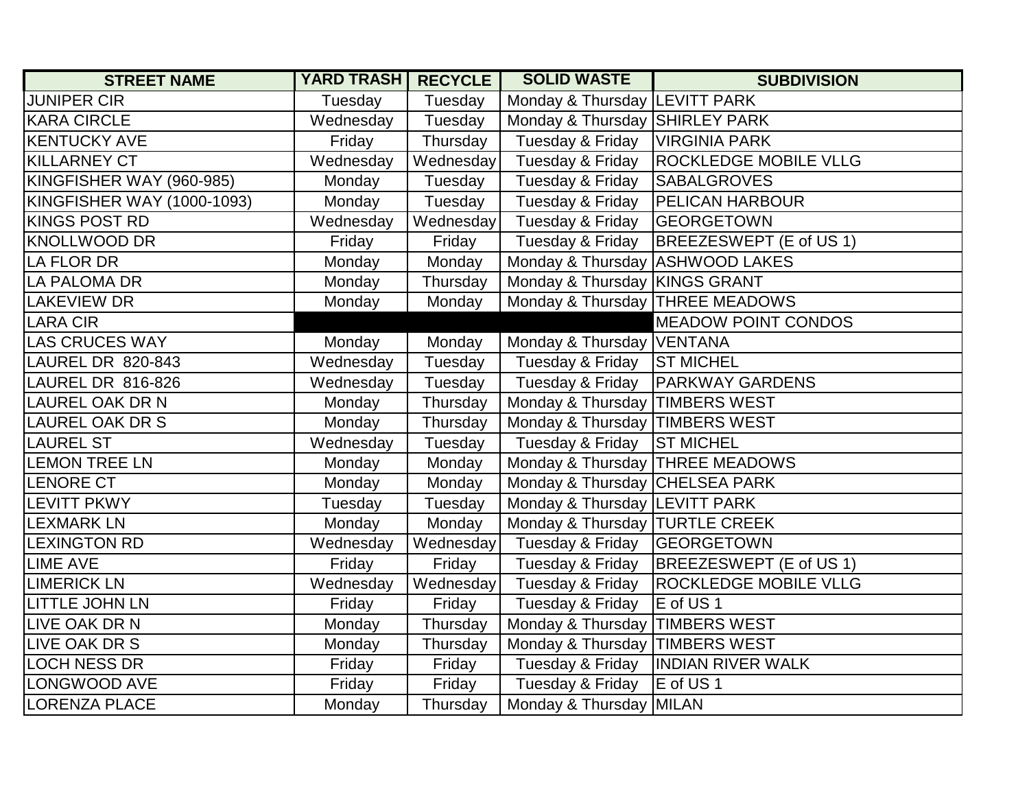| STREET NAME | YARD TRASH | RECYCLE | SOLID WASTE | SUBDIVISION |
|---|---|---|---|---|
| JUNIPER CIR | Tuesday | Tuesday | Monday & Thursday | LEVITT PARK |
| KARA CIRCLE | Wednesday | Tuesday | Monday & Thursday | SHIRLEY PARK |
| KENTUCKY AVE | Friday | Thursday | Tuesday & Friday | VIRGINIA PARK |
| KILLARNEY CT | Wednesday | Wednesday | Tuesday & Friday | ROCKLEDGE MOBILE VLLG |
| KINGFISHER WAY (960-985) | Monday | Tuesday | Tuesday & Friday | SABALGROVES |
| KINGFISHER WAY (1000-1093) | Monday | Tuesday | Tuesday & Friday | PELICAN HARBOUR |
| KINGS POST RD | Wednesday | Wednesday | Tuesday & Friday | GEORGETOWN |
| KNOLLWOOD DR | Friday | Friday | Tuesday & Friday | BREEZESWEPT (E of US 1) |
| LA FLOR DR | Monday | Monday | Monday & Thursday | ASHWOOD LAKES |
| LA PALOMA DR | Monday | Thursday | Monday & Thursday | KINGS GRANT |
| LAKEVIEW DR | Monday | Monday | Monday & Thursday | THREE MEADOWS |
| LARA CIR | | | | MEADOW POINT CONDOS |
| LAS CRUCES WAY | Monday | Monday | Monday & Thursday | VENTANA |
| LAUREL DR 820-843 | Wednesday | Tuesday | Tuesday & Friday | ST MICHEL |
| LAUREL DR 816-826 | Wednesday | Tuesday | Tuesday & Friday | PARKWAY GARDENS |
| LAUREL OAK DR N | Monday | Thursday | Monday & Thursday | TIMBERS WEST |
| LAUREL OAK DR S | Monday | Thursday | Monday & Thursday | TIMBERS WEST |
| LAUREL ST | Wednesday | Tuesday | Tuesday & Friday | ST MICHEL |
| LEMON TREE LN | Monday | Monday | Monday & Thursday | THREE MEADOWS |
| LENORE CT | Monday | Monday | Monday & Thursday | CHELSEA PARK |
| LEVITT PKWY | Tuesday | Tuesday | Monday & Thursday | LEVITT PARK |
| LEXMARK LN | Monday | Monday | Monday & Thursday | TURTLE CREEK |
| LEXINGTON RD | Wednesday | Wednesday | Tuesday & Friday | GEORGETOWN |
| LIME AVE | Friday | Friday | Tuesday & Friday | BREEZESWEPT (E of US 1) |
| LIMERICK LN | Wednesday | Wednesday | Tuesday & Friday | ROCKLEDGE MOBILE VLLG |
| LITTLE JOHN LN | Friday | Friday | Tuesday & Friday | E of US 1 |
| LIVE OAK DR N | Monday | Thursday | Monday & Thursday | TIMBERS WEST |
| LIVE OAK DR S | Monday | Thursday | Monday & Thursday | TIMBERS WEST |
| LOCH NESS DR | Friday | Friday | Tuesday & Friday | INDIAN RIVER WALK |
| LONGWOOD AVE | Friday | Friday | Tuesday & Friday | E of US 1 |
| LORENZA PLACE | Monday | Thursday | Monday & Thursday | MILAN |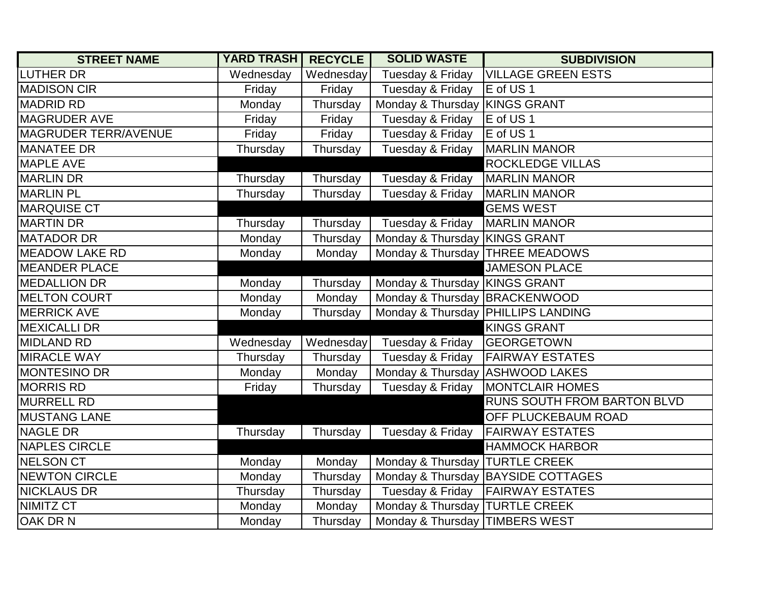| STREET NAME | YARD TRASH | RECYCLE | SOLID WASTE | SUBDIVISION |
| --- | --- | --- | --- | --- |
| LUTHER DR | Wednesday | Wednesday | Tuesday & Friday | VILLAGE GREEN ESTS |
| MADISON CIR | Friday | Friday | Tuesday & Friday | E of US 1 |
| MADRID RD | Monday | Thursday | Monday & Thursday | KINGS GRANT |
| MAGRUDER AVE | Friday | Friday | Tuesday & Friday | E of US 1 |
| MAGRUDER TERR/AVENUE | Friday | Friday | Tuesday & Friday | E of US 1 |
| MANATEE DR | Thursday | Thursday | Tuesday & Friday | MARLIN MANOR |
| MAPLE AVE | | | | ROCKLEDGE VILLAS |
| MARLIN DR | Thursday | Thursday | Tuesday & Friday | MARLIN MANOR |
| MARLIN PL | Thursday | Thursday | Tuesday & Friday | MARLIN MANOR |
| MARQUISE CT | | | | GEMS WEST |
| MARTIN DR | Thursday | Thursday | Tuesday & Friday | MARLIN MANOR |
| MATADOR DR | Monday | Thursday | Monday & Thursday | KINGS GRANT |
| MEADOW LAKE RD | Monday | Monday | Monday & Thursday | THREE MEADOWS |
| MEANDER PLACE | | | | JAMESON PLACE |
| MEDALLION DR | Monday | Thursday | Monday & Thursday | KINGS GRANT |
| MELTON COURT | Monday | Monday | Monday & Thursday | BRACKENWOOD |
| MERRICK AVE | Monday | Thursday | Monday & Thursday | PHILLIPS LANDING |
| MEXICALLI DR | | | | KINGS GRANT |
| MIDLAND RD | Wednesday | Wednesday | Tuesday & Friday | GEORGETOWN |
| MIRACLE WAY | Thursday | Thursday | Tuesday & Friday | FAIRWAY ESTATES |
| MONTESINO DR | Monday | Monday | Monday & Thursday | ASHWOOD LAKES |
| MORRIS RD | Friday | Thursday | Tuesday & Friday | MONTCLAIR HOMES |
| MURRELL RD | | | | RUNS SOUTH FROM BARTON BLVD |
| MUSTANG LANE | | | | OFF PLUCKEBAUM ROAD |
| NAGLE DR | Thursday | Thursday | Tuesday & Friday | FAIRWAY ESTATES |
| NAPLES CIRCLE | | | | HAMMOCK HARBOR |
| NELSON CT | Monday | Monday | Monday & Thursday | TURTLE CREEK |
| NEWTON CIRCLE | Monday | Thursday | Monday & Thursday | BAYSIDE COTTAGES |
| NICKLAUS DR | Thursday | Thursday | Tuesday & Friday | FAIRWAY ESTATES |
| NIMITZ CT | Monday | Monday | Monday & Thursday | TURTLE CREEK |
| OAK DR N | Monday | Thursday | Monday & Thursday | TIMBERS WEST |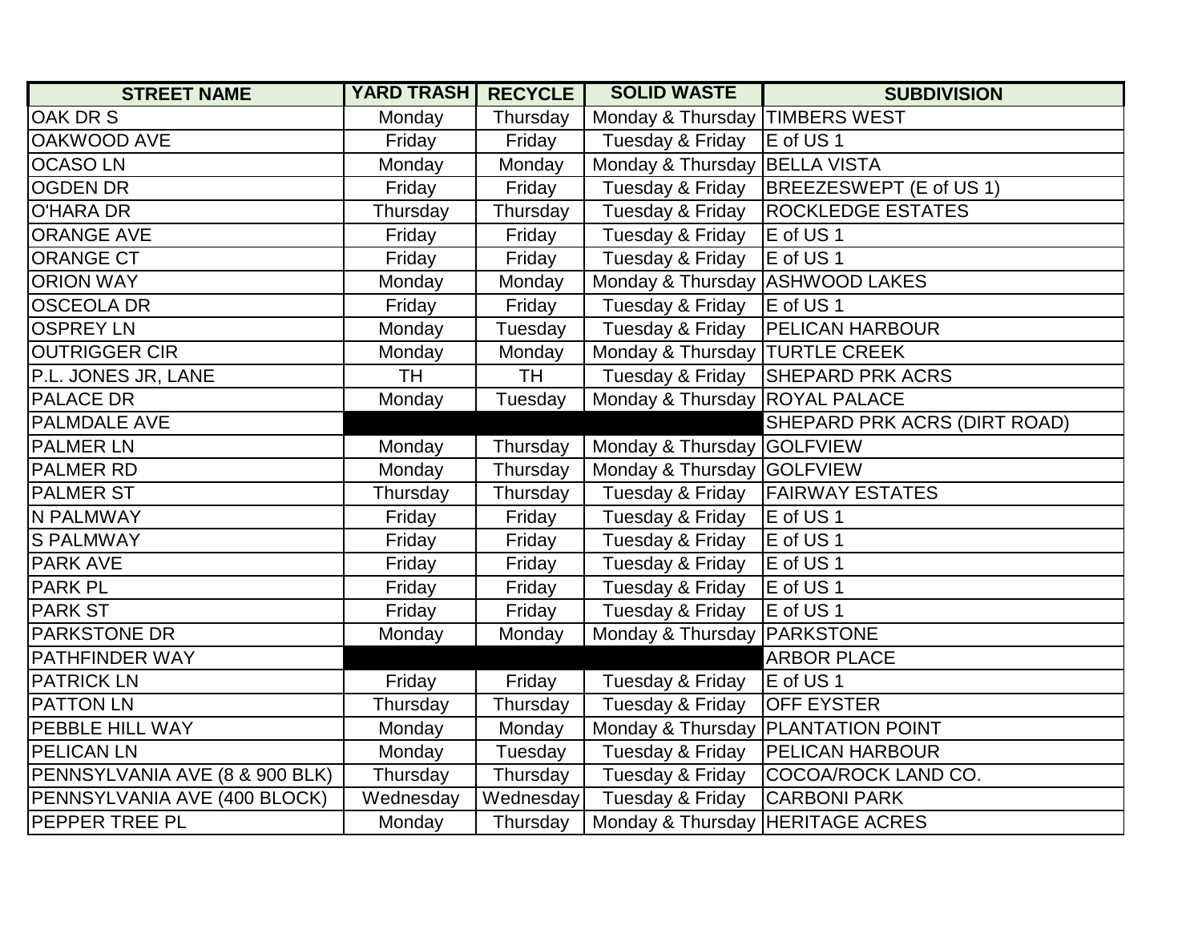| STREET NAME | YARD TRASH | RECYCLE | SOLID WASTE | SUBDIVISION |
|---|---|---|---|---|
| OAK DR S | Monday | Thursday | Monday & Thursday | TIMBERS WEST |
| OAKWOOD AVE | Friday | Friday | Tuesday & Friday | E of US 1 |
| OCASO LN | Monday | Monday | Monday & Thursday | BELLA VISTA |
| OGDEN DR | Friday | Friday | Tuesday & Friday | BREEZESWEPT (E of US 1) |
| O'HARA DR | Thursday | Thursday | Tuesday & Friday | ROCKLEDGE ESTATES |
| ORANGE AVE | Friday | Friday | Tuesday & Friday | E of US 1 |
| ORANGE CT | Friday | Friday | Tuesday & Friday | E of US 1 |
| ORION WAY | Monday | Monday | Monday & Thursday | ASHWOOD LAKES |
| OSCEOLA DR | Friday | Friday | Tuesday & Friday | E of US 1 |
| OSPREY LN | Monday | Tuesday | Tuesday & Friday | PELICAN HARBOUR |
| OUTRIGGER CIR | Monday | Monday | Monday & Thursday | TURTLE CREEK |
| P.L. JONES JR, LANE | TH | TH | Tuesday & Friday | SHEPARD PRK ACRS |
| PALACE DR | Monday | Tuesday | Monday & Thursday | ROYAL PALACE |
| PALMDALE AVE | | | | SHEPARD PRK ACRS (DIRT ROAD) |
| PALMER LN | Monday | Thursday | Monday & Thursday | GOLFVIEW |
| PALMER RD | Monday | Thursday | Monday & Thursday | GOLFVIEW |
| PALMER ST | Thursday | Thursday | Tuesday & Friday | FAIRWAY ESTATES |
| N PALMWAY | Friday | Friday | Tuesday & Friday | E of US 1 |
| S PALMWAY | Friday | Friday | Tuesday & Friday | E of US 1 |
| PARK AVE | Friday | Friday | Tuesday & Friday | E of US 1 |
| PARK PL | Friday | Friday | Tuesday & Friday | E of US 1 |
| PARK ST | Friday | Friday | Tuesday & Friday | E of US 1 |
| PARKSTONE DR | Monday | Monday | Monday & Thursday | PARKSTONE |
| PATHFINDER WAY | | | | ARBOR PLACE |
| PATRICK LN | Friday | Friday | Tuesday & Friday | E of US 1 |
| PATTON LN | Thursday | Thursday | Tuesday & Friday | OFF EYSTER |
| PEBBLE HILL WAY | Monday | Monday | Monday & Thursday | PLANTATION POINT |
| PELICAN LN | Monday | Tuesday | Tuesday & Friday | PELICAN HARBOUR |
| PENNSYLVANIA AVE (8 & 900 BLK) | Thursday | Thursday | Tuesday & Friday | COCOA/ROCK LAND CO. |
| PENNSYLVANIA AVE (400 BLOCK) | Wednesday | Wednesday | Tuesday & Friday | CARBONI PARK |
| PEPPER TREE PL | Monday | Thursday | Monday & Thursday | HERITAGE ACRES |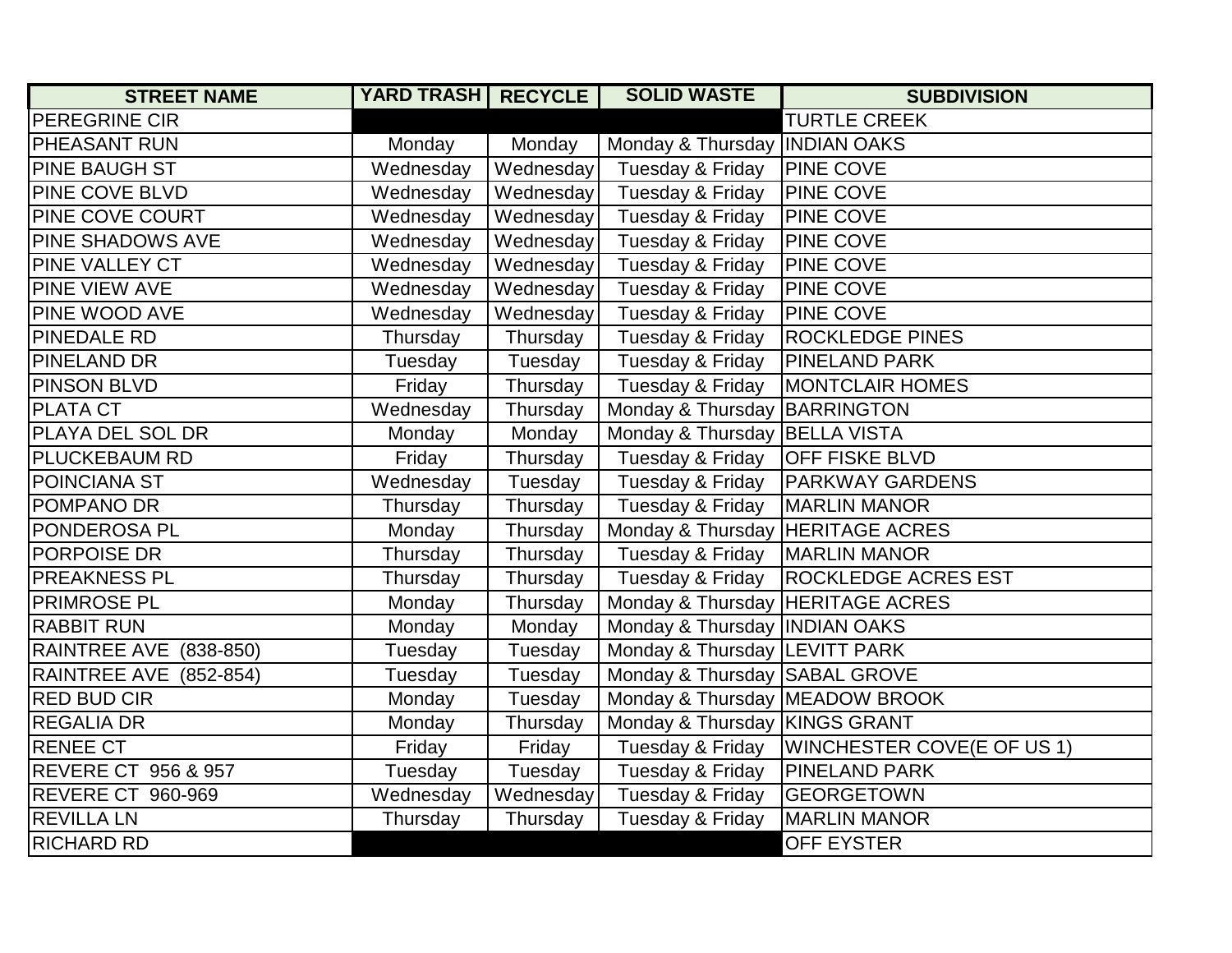| STREET NAME | YARD TRASH | RECYCLE | SOLID WASTE | SUBDIVISION |
|---|---|---|---|---|
| PEREGRINE CIR | | | | TURTLE CREEK |
| PHEASANT RUN | Monday | Monday | Monday & Thursday | INDIAN OAKS |
| PINE BAUGH ST | Wednesday | Wednesday | Tuesday & Friday | PINE COVE |
| PINE COVE BLVD | Wednesday | Wednesday | Tuesday & Friday | PINE COVE |
| PINE COVE COURT | Wednesday | Wednesday | Tuesday & Friday | PINE COVE |
| PINE SHADOWS AVE | Wednesday | Wednesday | Tuesday & Friday | PINE COVE |
| PINE VALLEY CT | Wednesday | Wednesday | Tuesday & Friday | PINE COVE |
| PINE VIEW AVE | Wednesday | Wednesday | Tuesday & Friday | PINE COVE |
| PINE WOOD AVE | Wednesday | Wednesday | Tuesday & Friday | PINE COVE |
| PINEDALE RD | Thursday | Thursday | Tuesday & Friday | ROCKLEDGE PINES |
| PINELAND DR | Tuesday | Tuesday | Tuesday & Friday | PINELAND PARK |
| PINSON BLVD | Friday | Thursday | Tuesday & Friday | MONTCLAIR HOMES |
| PLATA CT | Wednesday | Thursday | Monday & Thursday | BARRINGTON |
| PLAYA DEL SOL DR | Monday | Monday | Monday & Thursday | BELLA VISTA |
| PLUCKEBAUM RD | Friday | Thursday | Tuesday & Friday | OFF FISKE BLVD |
| POINCIANA ST | Wednesday | Tuesday | Tuesday & Friday | PARKWAY GARDENS |
| POMPANO DR | Thursday | Thursday | Tuesday & Friday | MARLIN MANOR |
| PONDEROSA PL | Monday | Thursday | Monday & Thursday | HERITAGE ACRES |
| PORPOISE DR | Thursday | Thursday | Tuesday & Friday | MARLIN MANOR |
| PREAKNESS PL | Thursday | Thursday | Tuesday & Friday | ROCKLEDGE ACRES EST |
| PRIMROSE PL | Monday | Thursday | Monday & Thursday | HERITAGE ACRES |
| RABBIT RUN | Monday | Monday | Monday & Thursday | INDIAN OAKS |
| RAINTREE AVE (838-850) | Tuesday | Tuesday | Monday & Thursday | LEVITT PARK |
| RAINTREE AVE (852-854) | Tuesday | Tuesday | Monday & Thursday | SABAL GROVE |
| RED BUD CIR | Monday | Tuesday | Monday & Thursday | MEADOW BROOK |
| REGALIA DR | Monday | Thursday | Monday & Thursday | KINGS GRANT |
| RENEE CT | Friday | Friday | Tuesday & Friday | WINCHESTER COVE(E OF US 1) |
| REVERE CT 956 & 957 | Tuesday | Tuesday | Tuesday & Friday | PINELAND PARK |
| REVERE CT 960-969 | Wednesday | Wednesday | Tuesday & Friday | GEORGETOWN |
| REVILLA LN | Thursday | Thursday | Tuesday & Friday | MARLIN MANOR |
| RICHARD RD | | | | OFF EYSTER |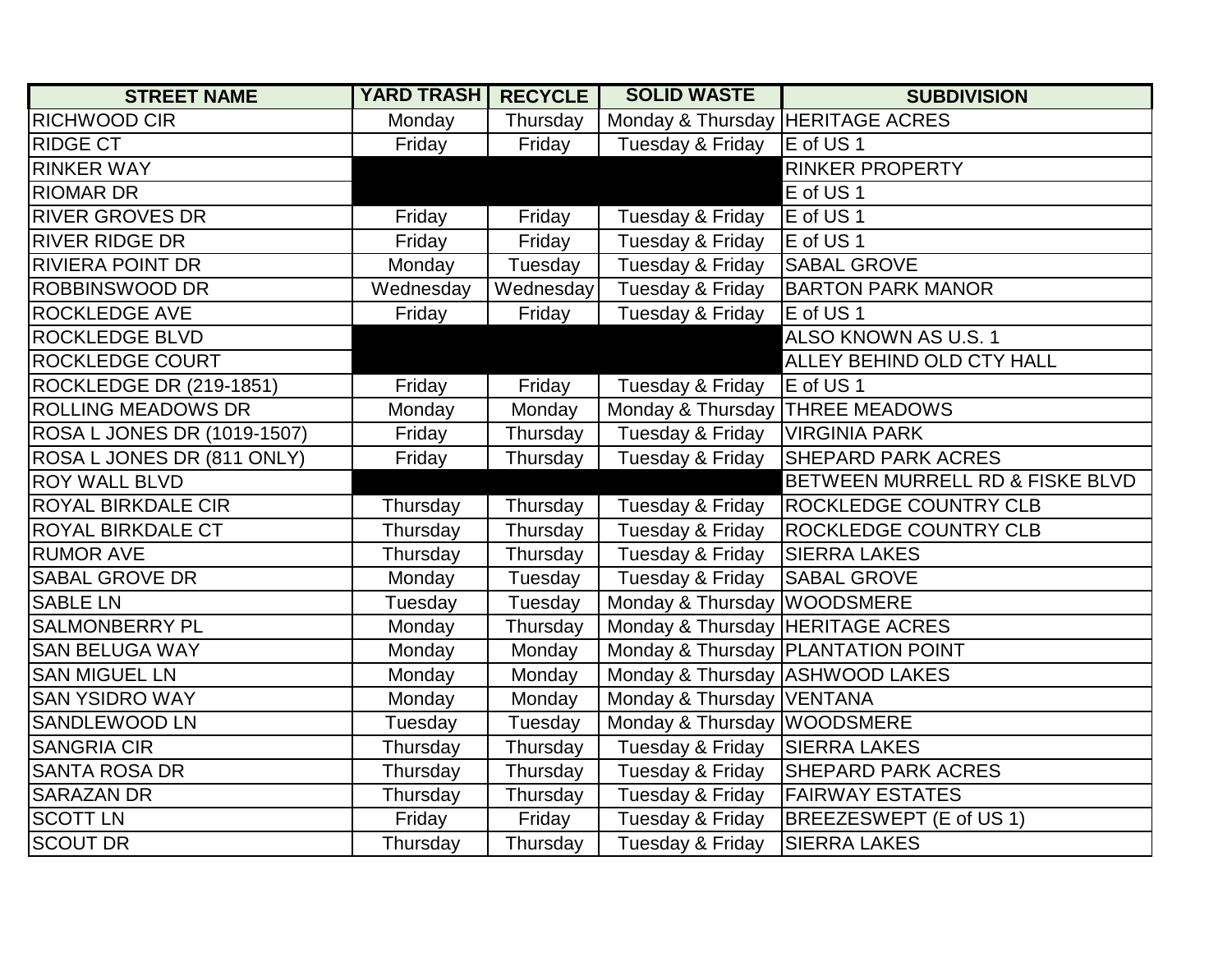| STREET NAME | YARD TRASH | RECYCLE | SOLID WASTE | SUBDIVISION |
| --- | --- | --- | --- | --- |
| RICHWOOD CIR | Monday | Thursday | Monday & Thursday | HERITAGE ACRES |
| RIDGE CT | Friday | Friday | Tuesday & Friday | E of US 1 |
| RINKER WAY | | | | RINKER PROPERTY |
| RIOMAR DR | | | | E of US 1 |
| RIVER GROVES DR | Friday | Friday | Tuesday & Friday | E of US 1 |
| RIVER RIDGE DR | Friday | Friday | Tuesday & Friday | E of US 1 |
| RIVIERA POINT DR | Monday | Tuesday | Tuesday & Friday | SABAL GROVE |
| ROBBINSWOOD DR | Wednesday | Wednesday | Tuesday & Friday | BARTON PARK MANOR |
| ROCKLEDGE AVE | Friday | Friday | Tuesday & Friday | E of US 1 |
| ROCKLEDGE BLVD | | | | ALSO KNOWN AS U.S. 1 |
| ROCKLEDGE COURT | | | | ALLEY BEHIND OLD CTY HALL |
| ROCKLEDGE DR (219-1851) | Friday | Friday | Tuesday & Friday | E of US 1 |
| ROLLING MEADOWS DR | Monday | Monday | Monday & Thursday | THREE MEADOWS |
| ROSA L JONES DR (1019-1507) | Friday | Thursday | Tuesday & Friday | VIRGINIA PARK |
| ROSA L JONES DR (811 ONLY) | Friday | Thursday | Tuesday & Friday | SHEPARD PARK ACRES |
| ROY WALL BLVD | | | | BETWEEN MURRELL RD & FISKE BLVD |
| ROYAL BIRKDALE CIR | Thursday | Thursday | Tuesday & Friday | ROCKLEDGE COUNTRY CLB |
| ROYAL BIRKDALE CT | Thursday | Thursday | Tuesday & Friday | ROCKLEDGE COUNTRY CLB |
| RUMOR AVE | Thursday | Thursday | Tuesday & Friday | SIERRA LAKES |
| SABAL GROVE DR | Monday | Tuesday | Tuesday & Friday | SABAL GROVE |
| SABLE LN | Tuesday | Tuesday | Monday & Thursday | WOODSMERE |
| SALMONBERRY PL | Monday | Thursday | Monday & Thursday | HERITAGE ACRES |
| SAN BELUGA WAY | Monday | Monday | Monday & Thursday | PLANTATION POINT |
| SAN MIGUEL LN | Monday | Monday | Monday & Thursday | ASHWOOD LAKES |
| SAN YSIDRO WAY | Monday | Monday | Monday & Thursday | VENTANA |
| SANDLEWOOD LN | Tuesday | Tuesday | Monday & Thursday | WOODSMERE |
| SANGRIA CIR | Thursday | Thursday | Tuesday & Friday | SIERRA LAKES |
| SANTA ROSA DR | Thursday | Thursday | Tuesday & Friday | SHEPARD PARK ACRES |
| SARAZAN DR | Thursday | Thursday | Tuesday & Friday | FAIRWAY ESTATES |
| SCOTT LN | Friday | Friday | Tuesday & Friday | BREEZESWEPT (E of US 1) |
| SCOUT DR | Thursday | Thursday | Tuesday & Friday | SIERRA LAKES |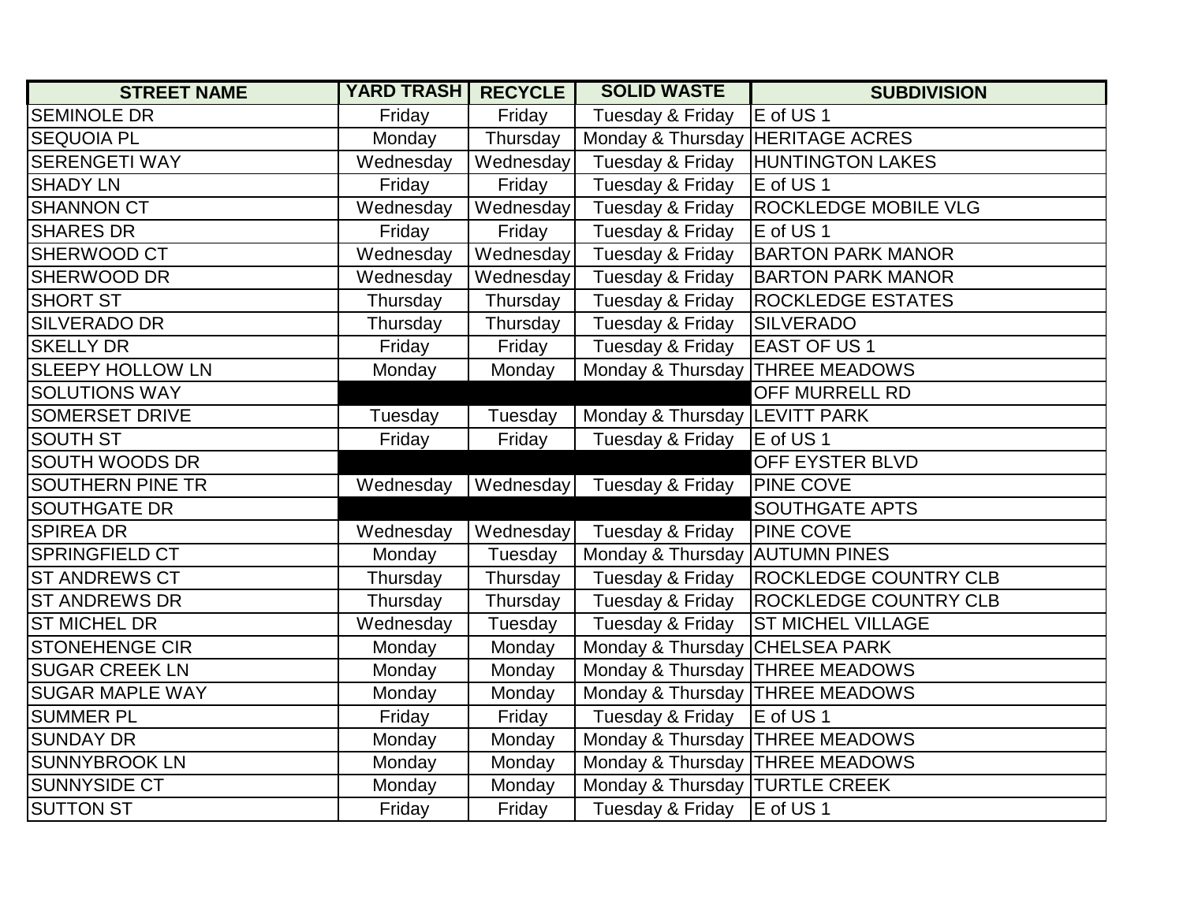| STREET NAME | YARD TRASH | RECYCLE | SOLID WASTE | SUBDIVISION |
|---|---|---|---|---|
| SEMINOLE DR | Friday | Friday | Tuesday & Friday | E of US 1 |
| SEQUOIA PL | Monday | Thursday | Monday & Thursday | HERITAGE ACRES |
| SERENGETI WAY | Wednesday | Wednesday | Tuesday & Friday | HUNTINGTON LAKES |
| SHADY LN | Friday | Friday | Tuesday & Friday | E of US 1 |
| SHANNON CT | Wednesday | Wednesday | Tuesday & Friday | ROCKLEDGE MOBILE VLG |
| SHARES DR | Friday | Friday | Tuesday & Friday | E of US 1 |
| SHERWOOD CT | Wednesday | Wednesday | Tuesday & Friday | BARTON PARK MANOR |
| SHERWOOD DR | Wednesday | Wednesday | Tuesday & Friday | BARTON PARK MANOR |
| SHORT ST | Thursday | Thursday | Tuesday & Friday | ROCKLEDGE ESTATES |
| SILVERADO DR | Thursday | Thursday | Tuesday & Friday | SILVERADO |
| SKELLY DR | Friday | Friday | Tuesday & Friday | EAST OF US 1 |
| SLEEPY HOLLOW LN | Monday | Monday | Monday & Thursday | THREE MEADOWS |
| SOLUTIONS WAY | | | | OFF MURRELL RD |
| SOMERSET DRIVE | Tuesday | Tuesday | Monday & Thursday | LEVITT PARK |
| SOUTH ST | Friday | Friday | Tuesday & Friday | E of US 1 |
| SOUTH WOODS DR | | | | OFF EYSTER BLVD |
| SOUTHERN PINE TR | Wednesday | Wednesday | Tuesday & Friday | PINE COVE |
| SOUTHGATE DR | | | | SOUTHGATE APTS |
| SPIREA DR | Wednesday | Wednesday | Tuesday & Friday | PINE COVE |
| SPRINGFIELD CT | Monday | Tuesday | Monday & Thursday | AUTUMN PINES |
| ST ANDREWS CT | Thursday | Thursday | Tuesday & Friday | ROCKLEDGE COUNTRY CLB |
| ST ANDREWS DR | Thursday | Thursday | Tuesday & Friday | ROCKLEDGE COUNTRY CLB |
| ST MICHEL DR | Wednesday | Tuesday | Tuesday & Friday | ST MICHEL VILLAGE |
| STONEHENGE CIR | Monday | Monday | Monday & Thursday | CHELSEA PARK |
| SUGAR CREEK LN | Monday | Monday | Monday & Thursday | THREE MEADOWS |
| SUGAR MAPLE WAY | Monday | Monday | Monday & Thursday | THREE MEADOWS |
| SUMMER PL | Friday | Friday | Tuesday & Friday | E of US 1 |
| SUNDAY DR | Monday | Monday | Monday & Thursday | THREE MEADOWS |
| SUNNYBROOK LN | Monday | Monday | Monday & Thursday | THREE MEADOWS |
| SUNNYSIDE CT | Monday | Monday | Monday & Thursday | TURTLE CREEK |
| SUTTON ST | Friday | Friday | Tuesday & Friday | E of US 1 |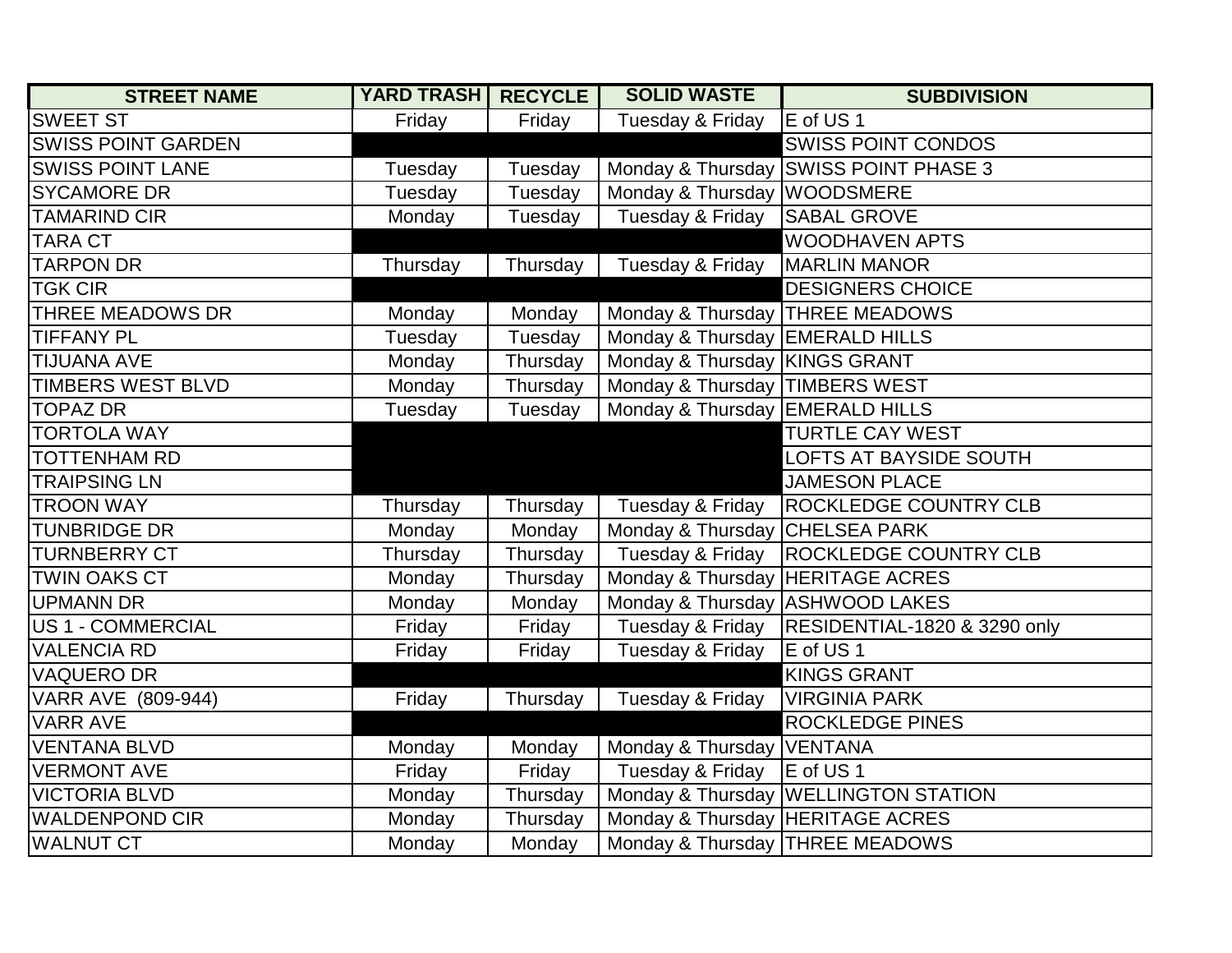| STREET NAME | YARD TRASH | RECYCLE | SOLID WASTE | SUBDIVISION |
|---|---|---|---|---|
| SWEET ST | Friday | Friday | Tuesday & Friday | E of US 1 |
| SWISS POINT GARDEN | | | | SWISS POINT CONDOS |
| SWISS POINT LANE | Tuesday | Tuesday | Monday & Thursday | SWISS POINT PHASE 3 |
| SYCAMORE DR | Tuesday | Tuesday | Monday & Thursday | WOODSMERE |
| TAMARIND CIR | Monday | Tuesday | Tuesday & Friday | SABAL GROVE |
| TARA CT | | | | WOODHAVEN APTS |
| TARPON DR | Thursday | Thursday | Tuesday & Friday | MARLIN MANOR |
| TGK CIR | | | | DESIGNERS CHOICE |
| THREE MEADOWS DR | Monday | Monday | Monday & Thursday | THREE MEADOWS |
| TIFFANY PL | Tuesday | Tuesday | Monday & Thursday | EMERALD HILLS |
| TIJUANA AVE | Monday | Thursday | Monday & Thursday | KINGS GRANT |
| TIMBERS WEST BLVD | Monday | Thursday | Monday & Thursday | TIMBERS WEST |
| TOPAZ DR | Tuesday | Tuesday | Monday & Thursday | EMERALD HILLS |
| TORTOLA WAY | | | | TURTLE CAY WEST |
| TOTTENHAM RD | | | | LOFTS AT BAYSIDE SOUTH |
| TRAIPSING LN | | | | JAMESON PLACE |
| TROON WAY | Thursday | Thursday | Tuesday & Friday | ROCKLEDGE COUNTRY CLB |
| TUNBRIDGE DR | Monday | Monday | Monday & Thursday | CHELSEA PARK |
| TURNBERRY CT | Thursday | Thursday | Tuesday & Friday | ROCKLEDGE COUNTRY CLB |
| TWIN OAKS CT | Monday | Thursday | Monday & Thursday | HERITAGE ACRES |
| UPMANN DR | Monday | Monday | Monday & Thursday | ASHWOOD LAKES |
| US 1 - COMMERCIAL | Friday | Friday | Tuesday & Friday | RESIDENTIAL-1820 & 3290 only |
| VALENCIA RD | Friday | Friday | Tuesday & Friday | E of US 1 |
| VAQUERO DR | | | | KINGS GRANT |
| VARR AVE (809-944) | Friday | Thursday | Tuesday & Friday | VIRGINIA PARK |
| VARR AVE | | | | ROCKLEDGE PINES |
| VENTANA BLVD | Monday | Monday | Monday & Thursday | VENTANA |
| VERMONT AVE | Friday | Friday | Tuesday & Friday | E of US 1 |
| VICTORIA BLVD | Monday | Thursday | Monday & Thursday | WELLINGTON STATION |
| WALDENPOND CIR | Monday | Thursday | Monday & Thursday | HERITAGE ACRES |
| WALNUT CT | Monday | Monday | Monday & Thursday | THREE MEADOWS |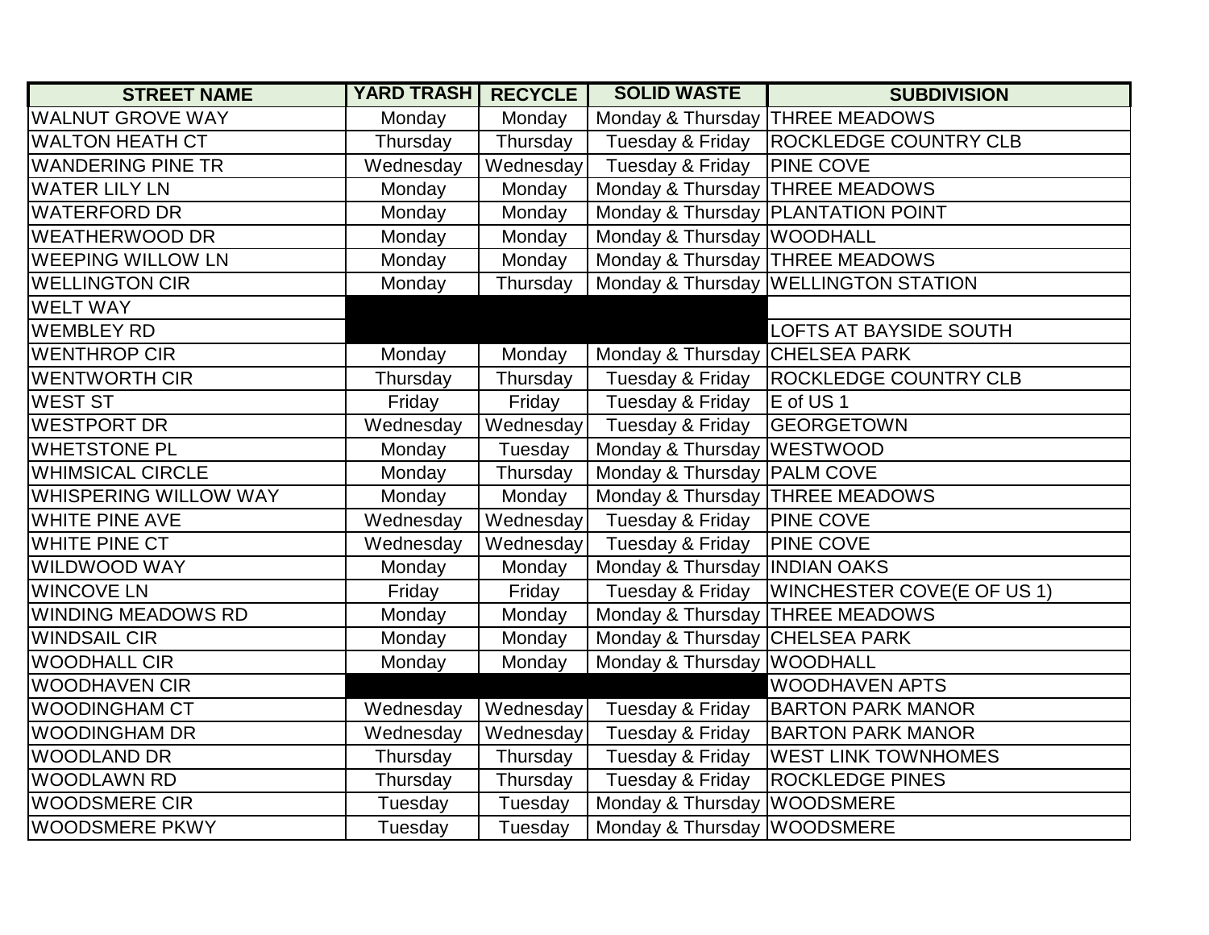| STREET NAME | YARD TRASH | RECYCLE | SOLID WASTE | SUBDIVISION |
|---|---|---|---|---|
| WALNUT GROVE WAY | Monday | Monday | Monday & Thursday | THREE MEADOWS |
| WALTON HEATH CT | Thursday | Thursday | Tuesday & Friday | ROCKLEDGE COUNTRY CLB |
| WANDERING PINE TR | Wednesday | Wednesday | Tuesday & Friday | PINE COVE |
| WATER LILY LN | Monday | Monday | Monday & Thursday | THREE MEADOWS |
| WATERFORD DR | Monday | Monday | Monday & Thursday | PLANTATION POINT |
| WEATHERWOOD DR | Monday | Monday | Monday & Thursday | WOODHALL |
| WEEPING WILLOW LN | Monday | Monday | Monday & Thursday | THREE MEADOWS |
| WELLINGTON CIR | Monday | Thursday | Monday & Thursday | WELLINGTON STATION |
| WELT WAY | | | | |
| WEMBLEY RD | | | | LOFTS AT BAYSIDE SOUTH |
| WENTHROP CIR | Monday | Monday | Monday & Thursday | CHELSEA PARK |
| WENTWORTH CIR | Thursday | Thursday | Tuesday & Friday | ROCKLEDGE COUNTRY CLB |
| WEST ST | Friday | Friday | Tuesday & Friday | E of US 1 |
| WESTPORT DR | Wednesday | Wednesday | Tuesday & Friday | GEORGETOWN |
| WHETSTONE PL | Monday | Tuesday | Monday & Thursday | WESTWOOD |
| WHIMSICAL CIRCLE | Monday | Thursday | Monday & Thursday | PALM COVE |
| WHISPERING WILLOW WAY | Monday | Monday | Monday & Thursday | THREE MEADOWS |
| WHITE PINE AVE | Wednesday | Wednesday | Tuesday & Friday | PINE COVE |
| WHITE PINE CT | Wednesday | Wednesday | Tuesday & Friday | PINE COVE |
| WILDWOOD WAY | Monday | Monday | Monday & Thursday | INDIAN OAKS |
| WINCOVE LN | Friday | Friday | Tuesday & Friday | WINCHESTER COVE(E OF US 1) |
| WINDING MEADOWS RD | Monday | Monday | Monday & Thursday | THREE MEADOWS |
| WINDSAIL CIR | Monday | Monday | Monday & Thursday | CHELSEA PARK |
| WOODHALL CIR | Monday | Monday | Monday & Thursday | WOODHALL |
| WOODHAVEN CIR | | | | WOODHAVEN APTS |
| WOODINGHAM CT | Wednesday | Wednesday | Tuesday & Friday | BARTON PARK MANOR |
| WOODINGHAM DR | Wednesday | Wednesday | Tuesday & Friday | BARTON PARK MANOR |
| WOODLAND DR | Thursday | Thursday | Tuesday & Friday | WEST LINK TOWNHOMES |
| WOODLAWN RD | Thursday | Thursday | Tuesday & Friday | ROCKLEDGE PINES |
| WOODSMERE CIR | Tuesday | Tuesday | Monday & Thursday | WOODSMERE |
| WOODSMERE PKWY | Tuesday | Tuesday | Monday & Thursday | WOODSMERE |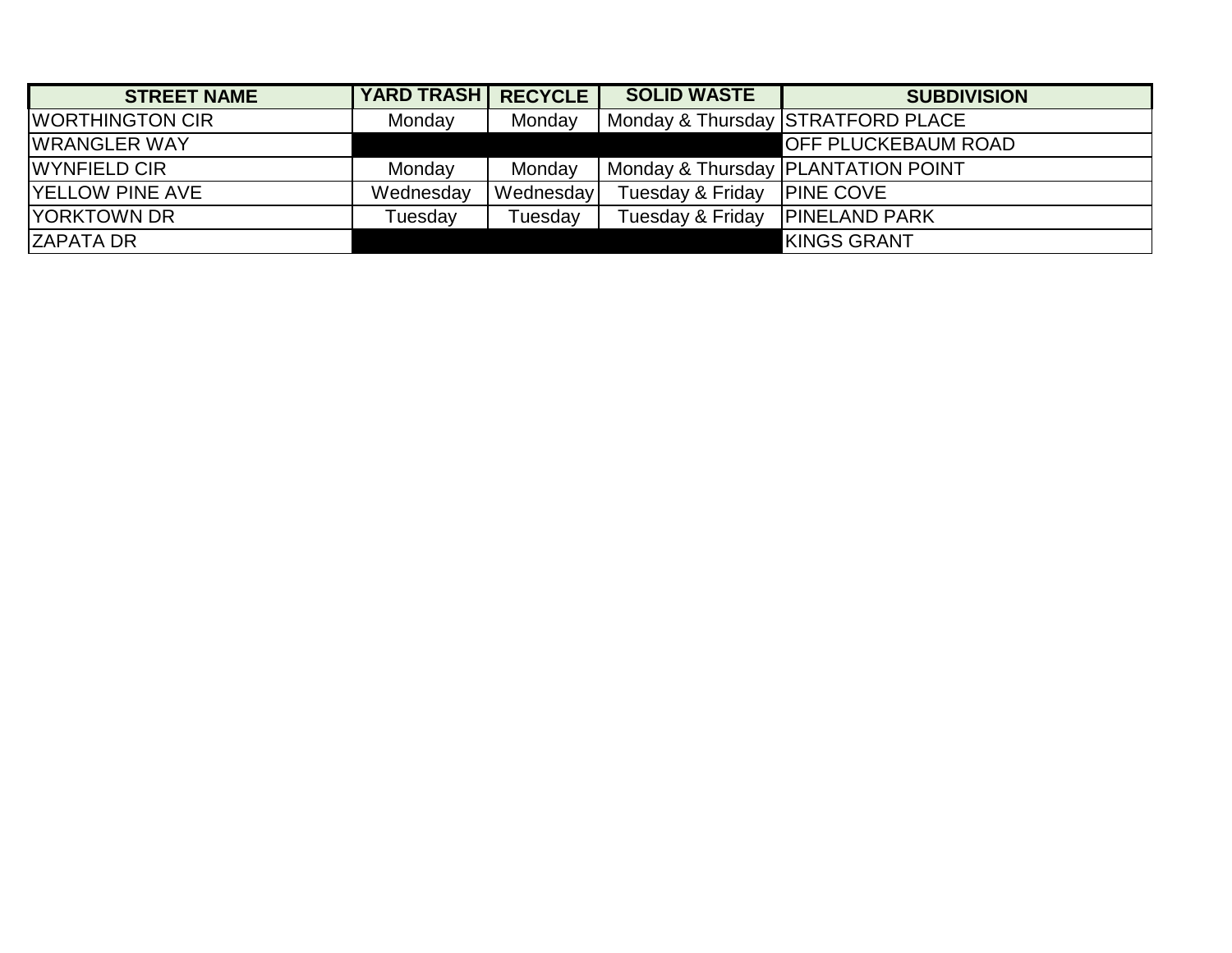| STREET NAME | YARD TRASH | RECYCLE | SOLID WASTE | SUBDIVISION |
|---|---|---|---|---|
| WORTHINGTON CIR | Monday | Monday | Monday & Thursday | STRATFORD PLACE |
| WRANGLER WAY | | | | OFF PLUCKEBAUM ROAD |
| WYNFIELD CIR | Monday | Monday | Monday & Thursday | PLANTATION POINT |
| YELLOW PINE AVE | Wednesday | Wednesday | Tuesday & Friday | PINE COVE |
| YORKTOWN DR | Tuesday | Tuesday | Tuesday & Friday | PINELAND PARK |
| ZAPATA DR | | | | KINGS GRANT |